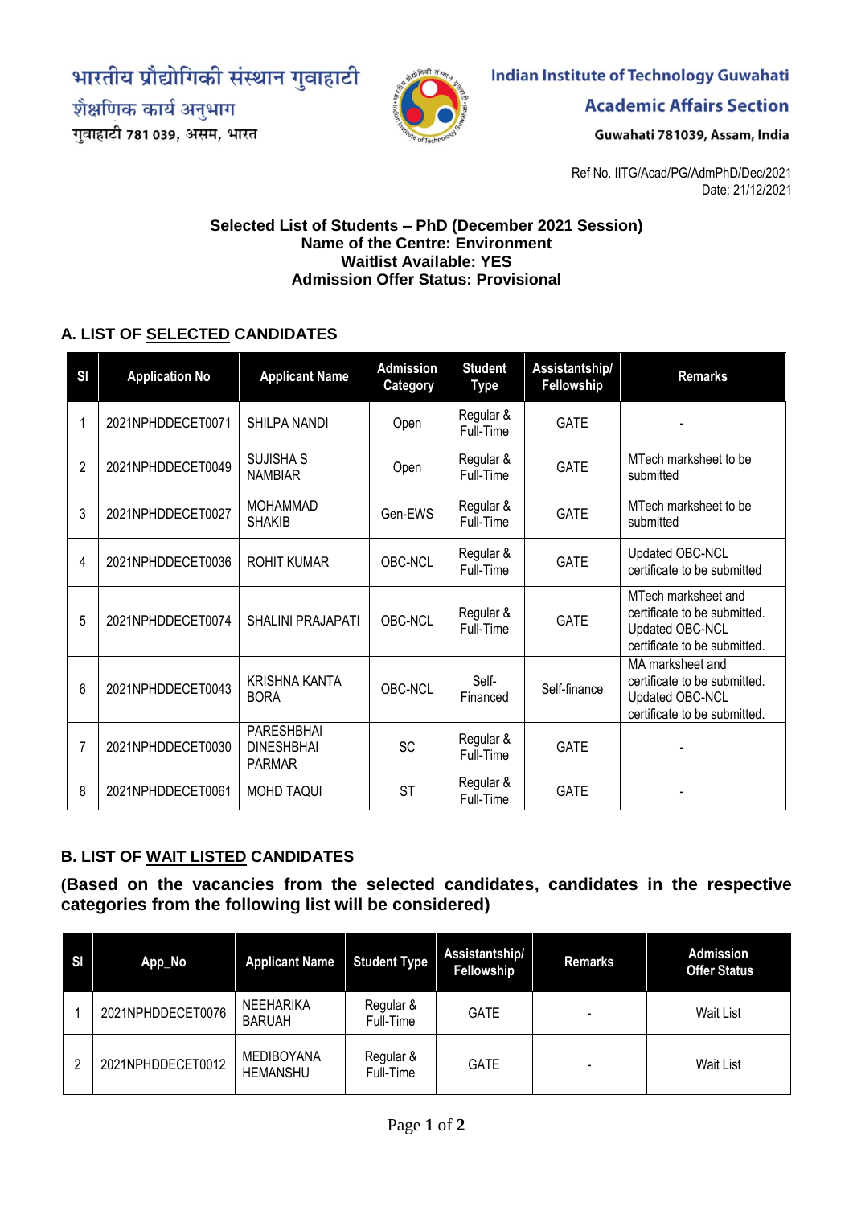भारतीय प्रौद्योगिकी संस्थान गुवाहाटी
शैक्षणिक कार्य अनुभाग
गुवाहाटी 781 039, असम, भारत

Indian Institute of Technology Guwahati
Academic Affairs Section
Guwahati 781039, Assam, India

Ref No. IITG/Acad/PG/AdmPhD/Dec/2021
Date: 21/12/2021

**Selected List of Students – PhD (December 2021 Session)**
**Name of the Centre: Environment**
**Waitlist Available: YES**
**Admission Offer Status: Provisional**

## A. LIST OF SELECTED CANDIDATES

| Sl | Application No | Applicant Name | Admission Category | Student Type | Assistantship/ Fellowship | Remarks |
|---|---|---|---|---|---|---|
| 1 | 2021NPHDDECET0071 | SHILPA NANDI | Open | Regular & Full-Time | GATE | - |
| 2 | 2021NPHDDECET0049 | SUJISHA S NAMBIAR | Open | Regular & Full-Time | GATE | MTech marksheet to be submitted |
| 3 | 2021NPHDDECET0027 | MOHAMMAD SHAKIB | Gen-EWS | Regular & Full-Time | GATE | MTech marksheet to be submitted |
| 4 | 2021NPHDDECET0036 | ROHIT KUMAR | OBC-NCL | Regular & Full-Time | GATE | Updated OBC-NCL certificate to be submitted |
| 5 | 2021NPHDDECET0074 | SHALINI PRAJAPATI | OBC-NCL | Regular & Full-Time | GATE | MTech marksheet and certificate to be submitted. Updated OBC-NCL certificate to be submitted. |
| 6 | 2021NPHDDECET0043 | KRISHNA KANTA BORA | OBC-NCL | Self-Financed | Self-finance | MA marksheet and certificate to be submitted. Updated OBC-NCL certificate to be submitted. |
| 7 | 2021NPHDDECET0030 | PARESHBHAI DINESHBHAI PARMAR | SC | Regular & Full-Time | GATE | - |
| 8 | 2021NPHDDECET0061 | MOHD TAQUI | ST | Regular & Full-Time | GATE | - |

## B. LIST OF WAIT LISTED CANDIDATES

**(Based on the vacancies from the selected candidates, candidates in the respective categories from the following list will be considered)**

| Sl | App_No | Applicant Name | Student Type | Assistantship/ Fellowship | Remarks | Admission Offer Status |
|---|---|---|---|---|---|---|
| 1 | 2021NPHDDECET0076 | NEEHARIKA BARUAH | Regular & Full-Time | GATE | - | Wait List |
| 2 | 2021NPHDDECET0012 | MEDIBOYANA HEMANSHU | Regular & Full-Time | GATE | - | Wait List |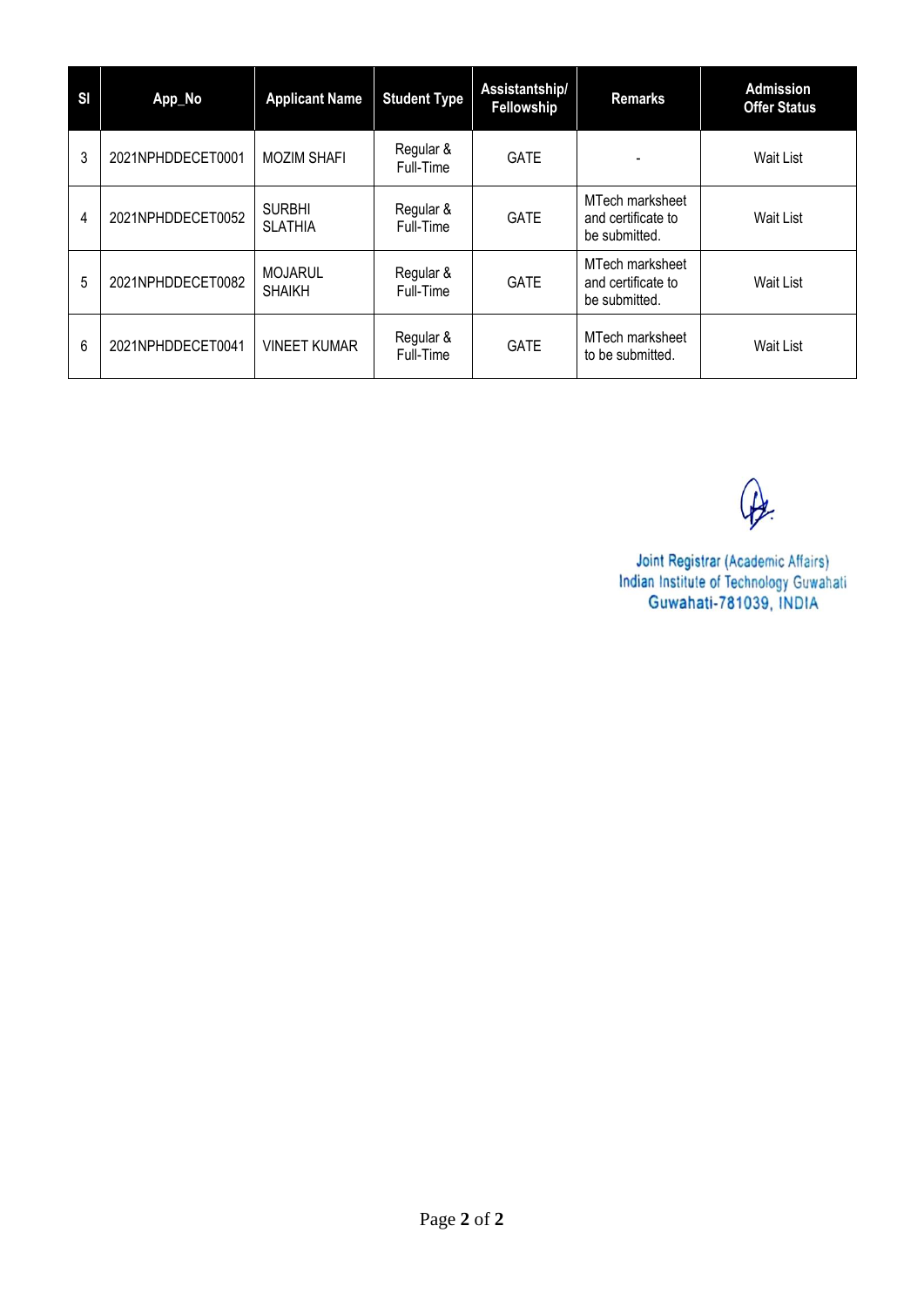| Sl | App_No | Applicant Name | Student Type | Assistantship/ Fellowship | Remarks | Admission Offer Status |
|---|---|---|---|---|---|---|
| 3 | 2021NPHDDECET0001 | MOZIM SHAFI | Regular & Full-Time | GATE | - | Wait List |
| 4 | 2021NPHDDECET0052 | SURBHI SLATHIA | Regular & Full-Time | GATE | MTech marksheet and certificate to be submitted. | Wait List |
| 5 | 2021NPHDDECET0082 | MOJARUL SHAIKH | Regular & Full-Time | GATE | MTech marksheet and certificate to be submitted. | Wait List |
| 6 | 2021NPHDDECET0041 | VINEET KUMAR | Regular & Full-Time | GATE | MTech marksheet to be submitted. | Wait List |

Joint Registrar (Academic Affairs)
Indian Institute of Technology Guwahati
Guwahati-781039, INDIA